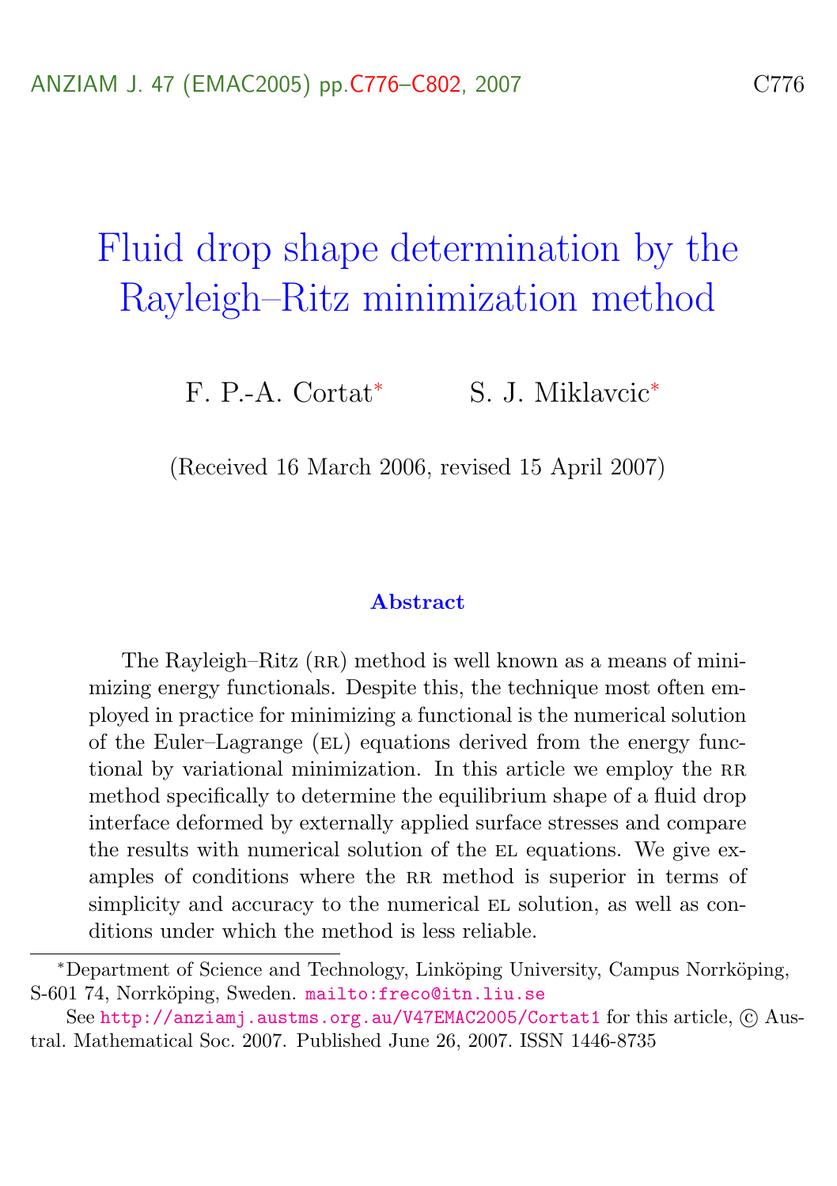# Fluid drop shape determination by the Rayleigh–Ritz minimization method

F. P.-A. Cortat* S. J. Miklavcic*

(Received 16 March 2006, revised 15 April 2007)

## Abstract

The Rayleigh–Ritz (RR) method is well known as a means of minimizing energy functionals. Despite this, the technique most often employed in practice for minimizing a functional is the numerical solution of the Euler–Lagrange (EL) equations derived from the energy functional by variational minimization. In this article we employ the RR method specifically to determine the equilibrium shape of a fluid drop interface deformed by externally applied surface stresses and compare the results with numerical solution of the EL equations. We give examples of conditions where the RR method is superior in terms of simplicity and accuracy to the numerical EL solution, as well as conditions under which the method is less reliable.

---

*Department of Science and Technology, Linköping University, Campus Norrköping, S-601 74, Norrköping, Sweden. mailto:freco@itn.liu.se

See http://anziamj.austms.org.au/V47EMAC2005/Cortat1 for this article, © Austral. Mathematical Soc. 2007. Published June 26, 2007. ISSN 1446-8735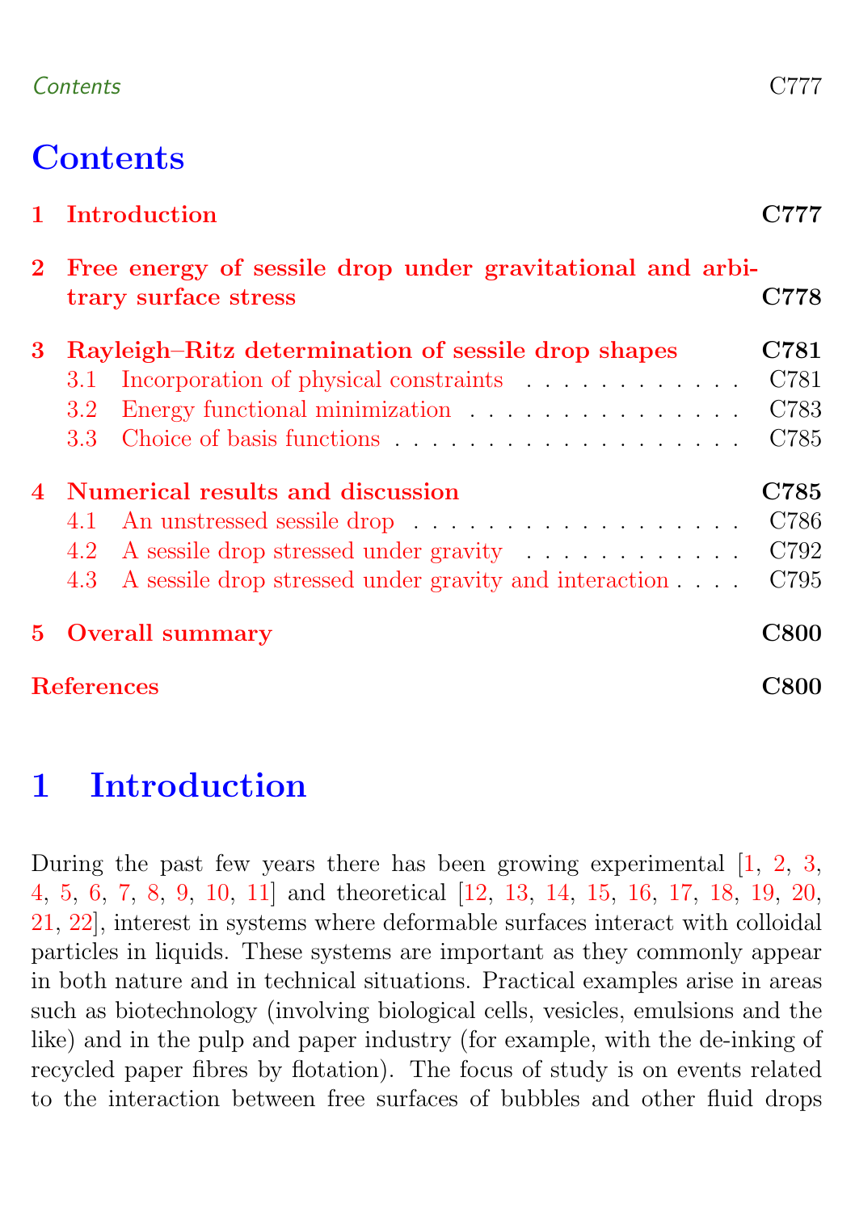# Contents

| | | |
|---|---|---|
| **1** | **Introduction** | **C777** |
| **2** | **Free energy of sessile drop under gravitational and arbitrary surface stress** | **C778** |
| **3** | **Rayleigh–Ritz determination of sessile drop shapes** | **C781** |
| 3.1 | Incorporation of physical constraints | C781 |
| 3.2 | Energy functional minimization | C783 |
| 3.3 | Choice of basis functions | C785 |
| **4** | **Numerical results and discussion** | **C785** |
| 4.1 | An unstressed sessile drop | C786 |
| 4.2 | A sessile drop stressed under gravity | C792 |
| 4.3 | A sessile drop stressed under gravity and interaction | C795 |
| **5** | **Overall summary** | **C800** |
| | **References** | **C800** |

# 1 Introduction

During the past few years there has been growing experimental [1, 2, 3, 4, 5, 6, 7, 8, 9, 10, 11] and theoretical [12, 13, 14, 15, 16, 17, 18, 19, 20, 21, 22], interest in systems where deformable surfaces interact with colloidal particles in liquids. These systems are important as they commonly appear in both nature and in technical situations. Practical examples arise in areas such as biotechnology (involving biological cells, vesicles, emulsions and the like) and in the pulp and paper industry (for example, with the de-inking of recycled paper fibres by flotation). The focus of study is on events related to the interaction between free surfaces of bubbles and other fluid drops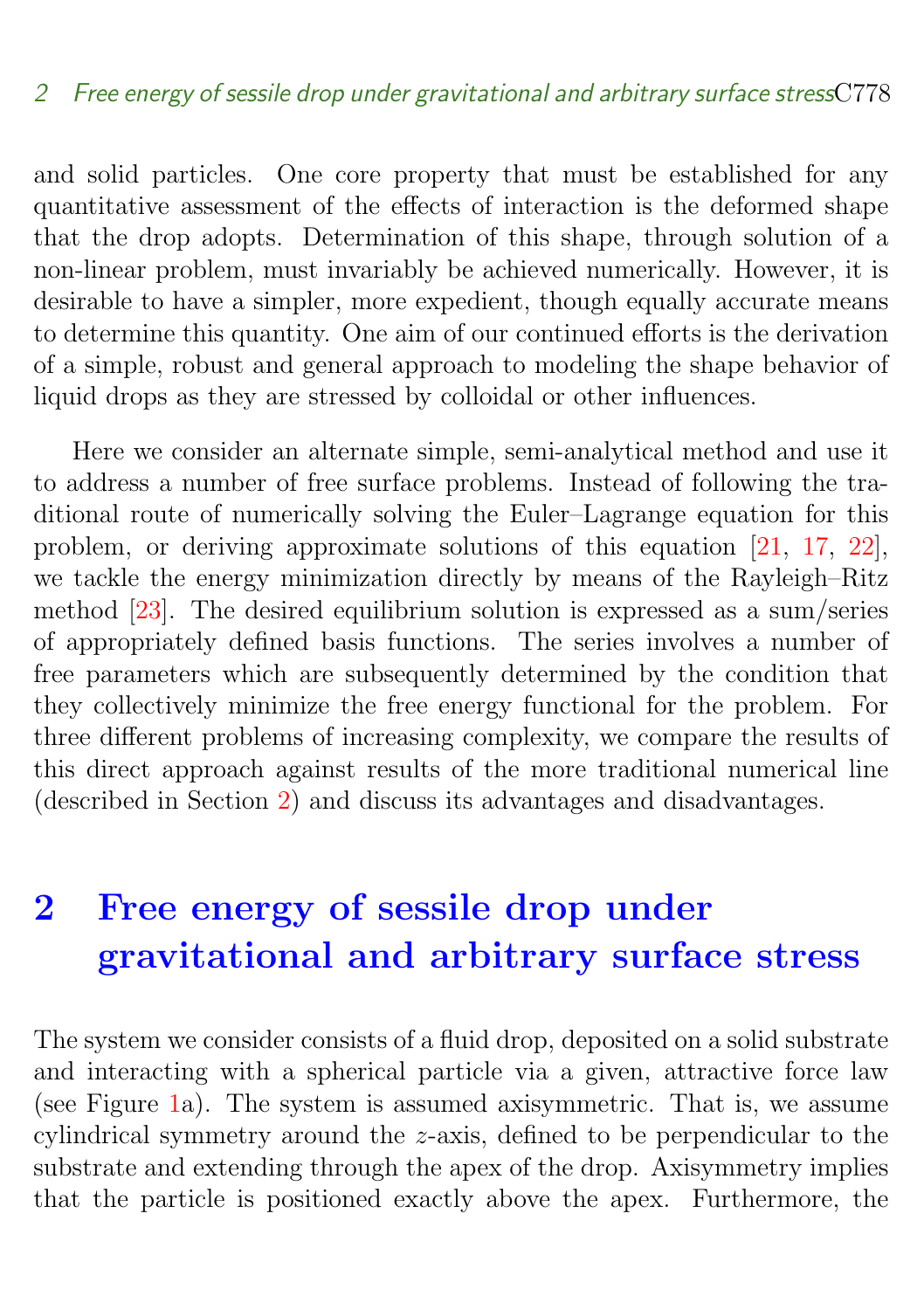and solid particles. One core property that must be established for any quantitative assessment of the effects of interaction is the deformed shape that the drop adopts. Determination of this shape, through solution of a non-linear problem, must invariably be achieved numerically. However, it is desirable to have a simpler, more expedient, though equally accurate means to determine this quantity. One aim of our continued efforts is the derivation of a simple, robust and general approach to modeling the shape behavior of liquid drops as they are stressed by colloidal or other influences.

Here we consider an alternate simple, semi-analytical method and use it to address a number of free surface problems. Instead of following the traditional route of numerically solving the Euler–Lagrange equation for this problem, or deriving approximate solutions of this equation [21, 17, 22], we tackle the energy minimization directly by means of the Rayleigh–Ritz method [23]. The desired equilibrium solution is expressed as a sum/series of appropriately defined basis functions. The series involves a number of free parameters which are subsequently determined by the condition that they collectively minimize the free energy functional for the problem. For three different problems of increasing complexity, we compare the results of this direct approach against results of the more traditional numerical line (described in Section 2) and discuss its advantages and disadvantages.

## 2 Free energy of sessile drop under gravitational and arbitrary surface stress

The system we consider consists of a fluid drop, deposited on a solid substrate and interacting with a spherical particle via a given, attractive force law (see Figure 1a). The system is assumed axisymmetric. That is, we assume cylindrical symmetry around the $z$-axis, defined to be perpendicular to the substrate and extending through the apex of the drop. Axisymmetry implies that the particle is positioned exactly above the apex. Furthermore, the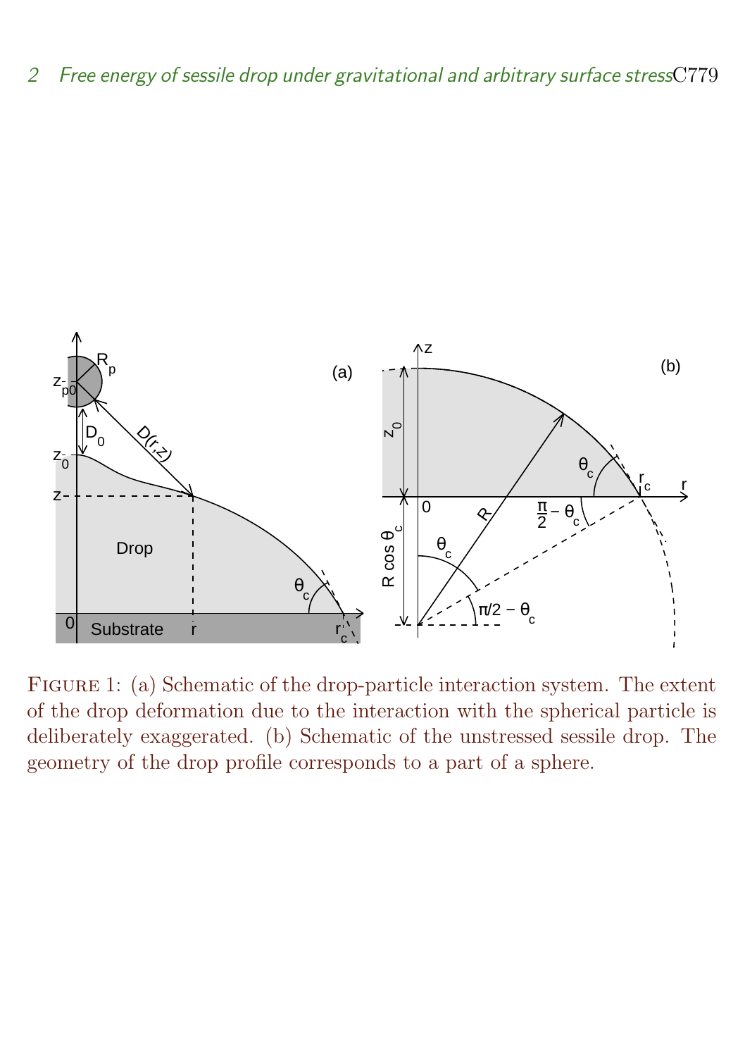FIGURE 1: (a) Schematic of the drop-particle interaction system. The extent of the drop deformation due to the interaction with the spherical particle is deliberately exaggerated. (b) Schematic of the unstressed sessile drop. The geometry of the drop profile corresponds to a part of a sphere.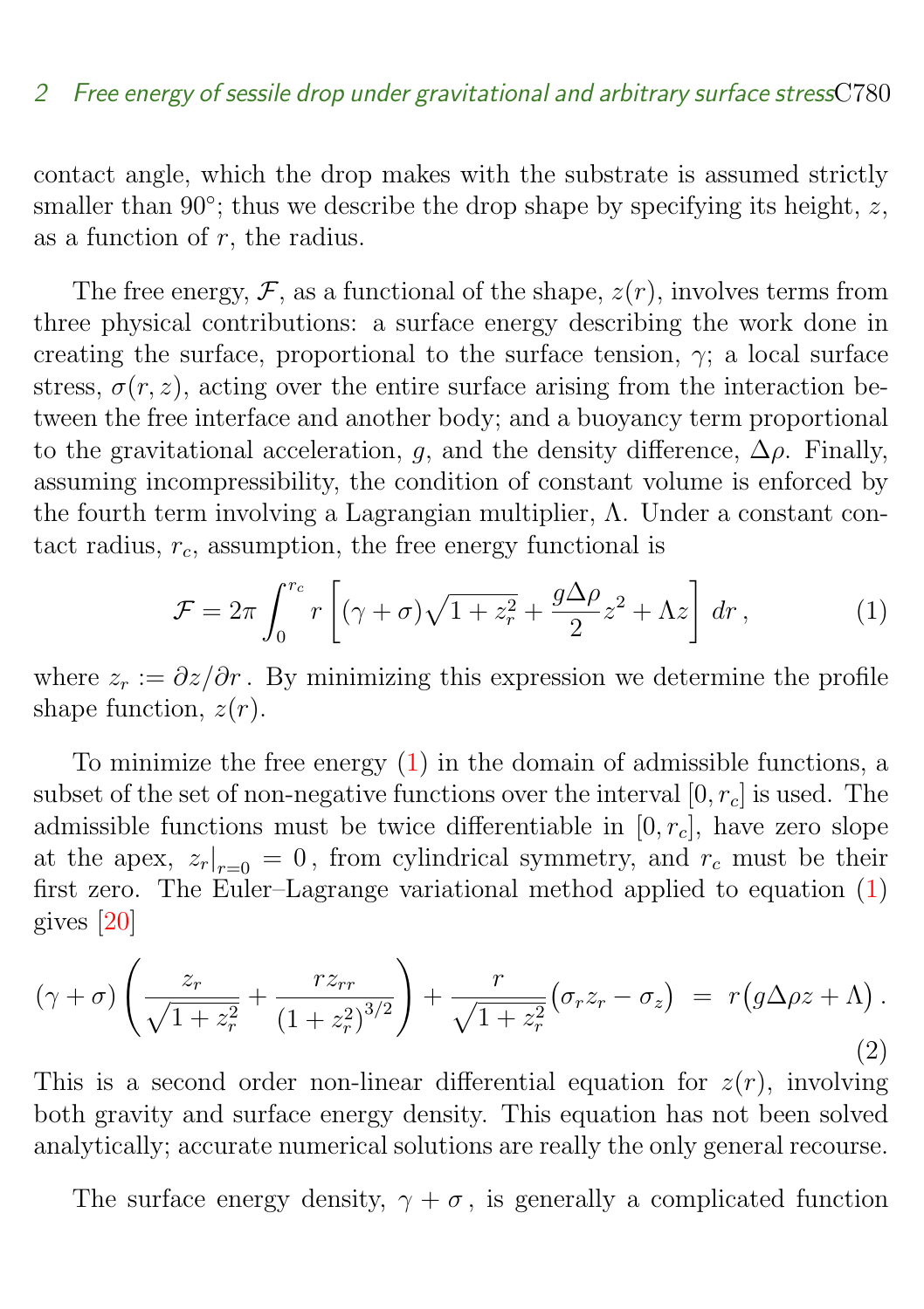contact angle, which the drop makes with the substrate is assumed strictly smaller than 90°; thus we describe the drop shape by specifying its height, $z$, as a function of $r$, the radius.

The free energy, $\mathcal{F}$, as a functional of the shape, $z(r)$, involves terms from three physical contributions: a surface energy describing the work done in creating the surface, proportional to the surface tension, $\gamma$; a local surface stress, $\sigma(r,z)$, acting over the entire surface arising from the interaction between the free interface and another body; and a buoyancy term proportional to the gravitational acceleration, $g$, and the density difference, $\Delta\rho$. Finally, assuming incompressibility, the condition of constant volume is enforced by the fourth term involving a Lagrangian multiplier, $\Lambda$. Under a constant contact radius, $r_c$, assumption, the free energy functional is

$$\mathcal{F} = 2\pi \int_0^{r_c} r \left[ (\gamma + \sigma)\sqrt{1 + z_r^2} + \frac{g\Delta\rho}{2} z^2 + \Lambda z \right] dr \,, \tag{1}$$

where $z_r := \partial z/\partial r$ . By minimizing this expression we determine the profile shape function, $z(r)$.

To minimize the free energy (1) in the domain of admissible functions, a subset of the set of non-negative functions over the interval $[0, r_c]$ is used. The admissible functions must be twice differentiable in $[0, r_c]$, have zero slope at the apex, $z_r|_{r=0} = 0$, from cylindrical symmetry, and $r_c$ must be their first zero. The Euler–Lagrange variational method applied to equation (1) gives [20]

$$(\gamma + \sigma)\left( \frac{z_r}{\sqrt{1 + z_r^2}} + \frac{r z_{rr}}{(1 + z_r^2)^{3/2}} \right) + \frac{r}{\sqrt{1 + z_r^2}}\big(\sigma_r z_r - \sigma_z\big) \;=\; r\big(g\Delta\rho z + \Lambda\big) \,. \tag{2}$$

This is a second order non-linear differential equation for $z(r)$, involving both gravity and surface energy density. This equation has not been solved analytically; accurate numerical solutions are really the only general recourse.

The surface energy density, $\gamma + \sigma$ , is generally a complicated function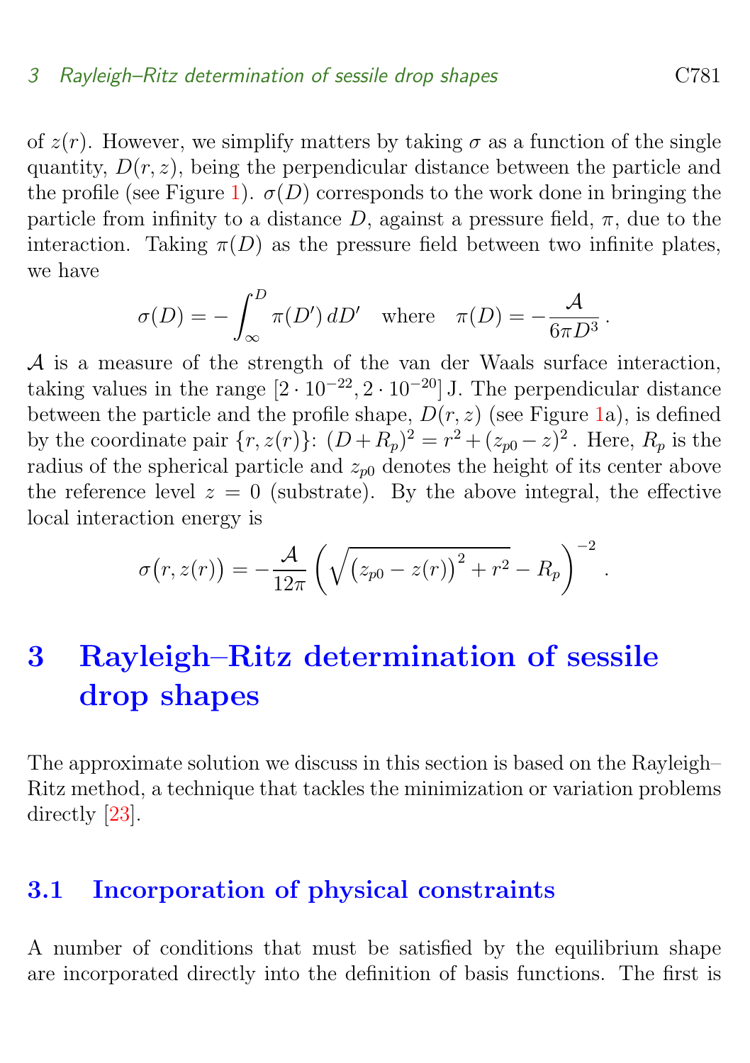of $z(r)$. However, we simplify matters by taking $\sigma$ as a function of the single quantity, $D(r, z)$, being the perpendicular distance between the particle and the profile (see Figure 1). $\sigma(D)$ corresponds to the work done in bringing the particle from infinity to a distance $D$, against a pressure field, $\pi$, due to the interaction. Taking $\pi(D)$ as the pressure field between two infinite plates, we have

$$\sigma(D) = -\int_{\infty}^{D} \pi(D')\, dD' \quad \text{where} \quad \pi(D) = -\frac{\mathcal{A}}{6\pi D^3}\,.$$

$\mathcal{A}$ is a measure of the strength of the van der Waals surface interaction, taking values in the range $[2 \cdot 10^{-22}, 2 \cdot 10^{-20}]$ J. The perpendicular distance between the particle and the profile shape, $D(r, z)$ (see Figure 1a), is defined by the coordinate pair $\{r, z(r)\}$: $(D + R_p)^2 = r^2 + (z_{p0} - z)^2$. Here, $R_p$ is the radius of the spherical particle and $z_{p0}$ denotes the height of its center above the reference level $z = 0$ (substrate). By the above integral, the effective local interaction energy is

$$\sigma\big(r, z(r)\big) = -\frac{\mathcal{A}}{12\pi}\left(\sqrt{\big(z_{p0} - z(r)\big)^2 + r^2} - R_p\right)^{-2}.$$

# 3 Rayleigh–Ritz determination of sessile drop shapes

The approximate solution we discuss in this section is based on the Rayleigh–Ritz method, a technique that tackles the minimization or variation problems directly [23].

## 3.1 Incorporation of physical constraints

A number of conditions that must be satisfied by the equilibrium shape are incorporated directly into the definition of basis functions. The first is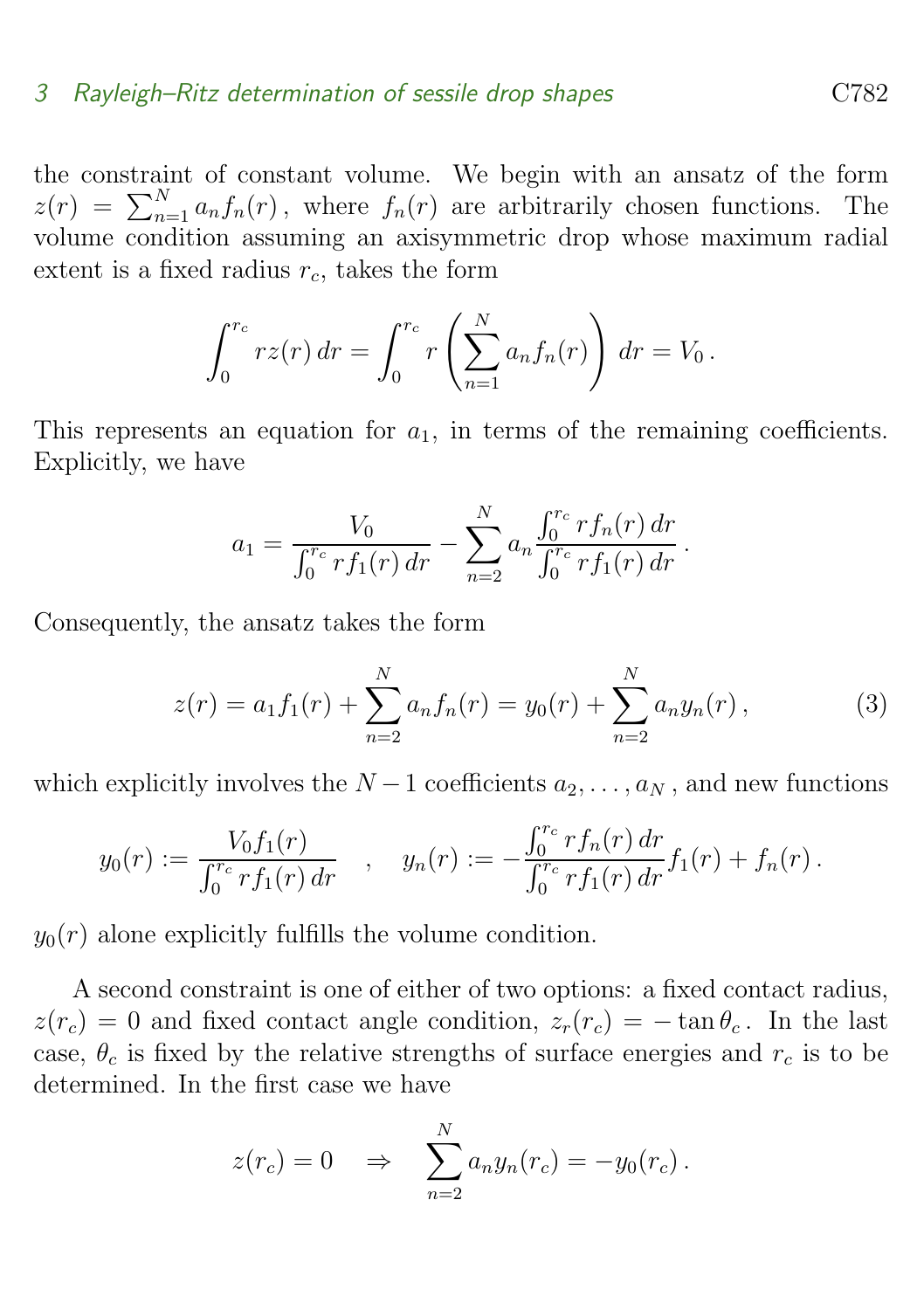the constraint of constant volume. We begin with an ansatz of the form $z(r) = \sum_{n=1}^{N} a_n f_n(r)$, where $f_n(r)$ are arbitrarily chosen functions. The volume condition assuming an axisymmetric drop whose maximum radial extent is a fixed radius $r_c$, takes the form

$$\int_0^{r_c} r z(r)\, dr = \int_0^{r_c} r \left( \sum_{n=1}^{N} a_n f_n(r) \right) dr = V_0 \,.$$

This represents an equation for $a_1$, in terms of the remaining coefficients. Explicitly, we have

$$a_1 = \frac{V_0}{\int_0^{r_c} r f_1(r)\, dr} - \sum_{n=2}^{N} a_n \frac{\int_0^{r_c} r f_n(r)\, dr}{\int_0^{r_c} r f_1(r)\, dr} \,.$$

Consequently, the ansatz takes the form

$$z(r) = a_1 f_1(r) + \sum_{n=2}^{N} a_n f_n(r) = y_0(r) + \sum_{n=2}^{N} a_n y_n(r) \,, \tag{3}$$

which explicitly involves the $N-1$ coefficients $a_2, \ldots, a_N$, and new functions

$$y_0(r) := \frac{V_0 f_1(r)}{\int_0^{r_c} r f_1(r)\, dr} \quad , \quad y_n(r) := -\frac{\int_0^{r_c} r f_n(r)\, dr}{\int_0^{r_c} r f_1(r)\, dr} f_1(r) + f_n(r) \,.$$

$y_0(r)$ alone explicitly fulfills the volume condition.

A second constraint is one of either of two options: a fixed contact radius, $z(r_c) = 0$ and fixed contact angle condition, $z_r(r_c) = -\tan\theta_c$. In the last case, $\theta_c$ is fixed by the relative strengths of surface energies and $r_c$ is to be determined. In the first case we have

$$z(r_c) = 0 \quad \Rightarrow \quad \sum_{n=2}^{N} a_n y_n(r_c) = -y_0(r_c) \,.$$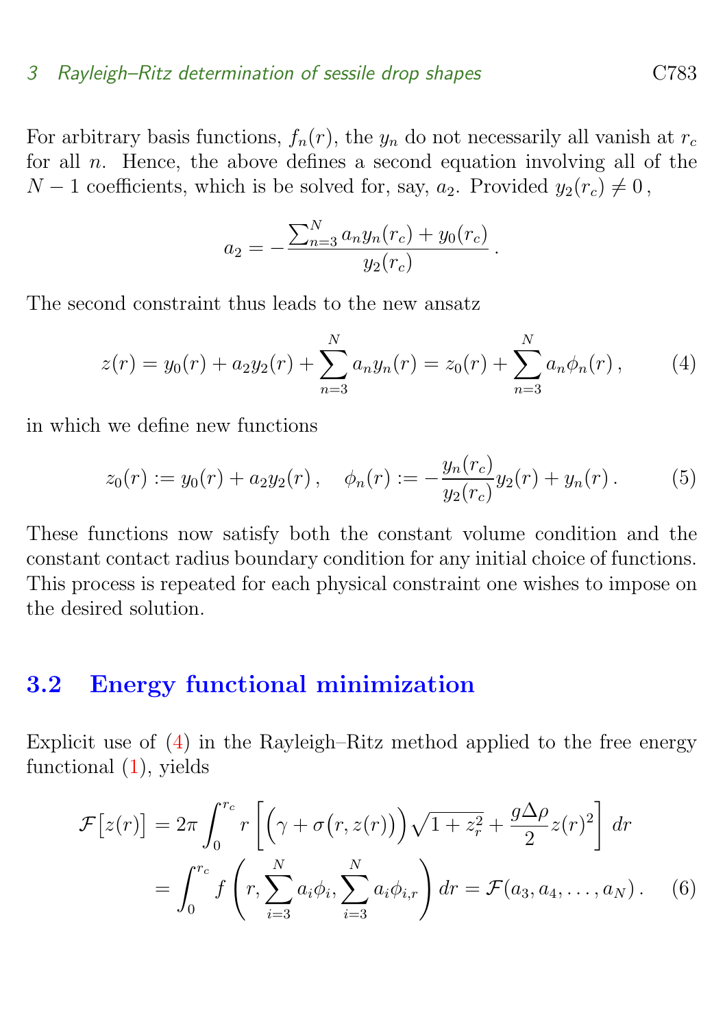For arbitrary basis functions, $f_n(r)$, the $y_n$ do not necessarily all vanish at $r_c$ for all $n$. Hence, the above defines a second equation involving all of the $N-1$ coefficients, which is be solved for, say, $a_2$. Provided $y_2(r_c) \neq 0$,

$$a_2 = -\frac{\sum_{n=3}^{N} a_n y_n(r_c) + y_0(r_c)}{y_2(r_c)}\,.$$

The second constraint thus leads to the new ansatz

$$z(r) = y_0(r) + a_2 y_2(r) + \sum_{n=3}^{N} a_n y_n(r) = z_0(r) + \sum_{n=3}^{N} a_n \phi_n(r)\,, \tag{4}$$

in which we define new functions

$$z_0(r) := y_0(r) + a_2 y_2(r)\,, \quad \phi_n(r) := -\frac{y_n(r_c)}{y_2(r_c)} y_2(r) + y_n(r)\,. \tag{5}$$

These functions now satisfy both the constant volume condition and the constant contact radius boundary condition for any initial choice of functions. This process is repeated for each physical constraint one wishes to impose on the desired solution.

## 3.2 Energy functional minimization

Explicit use of (4) in the Rayleigh–Ritz method applied to the free energy functional (1), yields

$$\begin{aligned}
\mathcal{F}\big[z(r)\big] &= 2\pi \int_0^{r_c} r\left[\Big(\gamma + \sigma\big(r, z(r)\big)\Big)\sqrt{1+z_r^2} + \frac{g\Delta\rho}{2} z(r)^2\right] dr \\
&= \int_0^{r_c} f\left(r, \sum_{i=3}^{N} a_i \phi_i, \sum_{i=3}^{N} a_i \phi_{i,r}\right) dr = \mathcal{F}(a_3, a_4, \ldots, a_N)\,.
\end{aligned} \tag{6}$$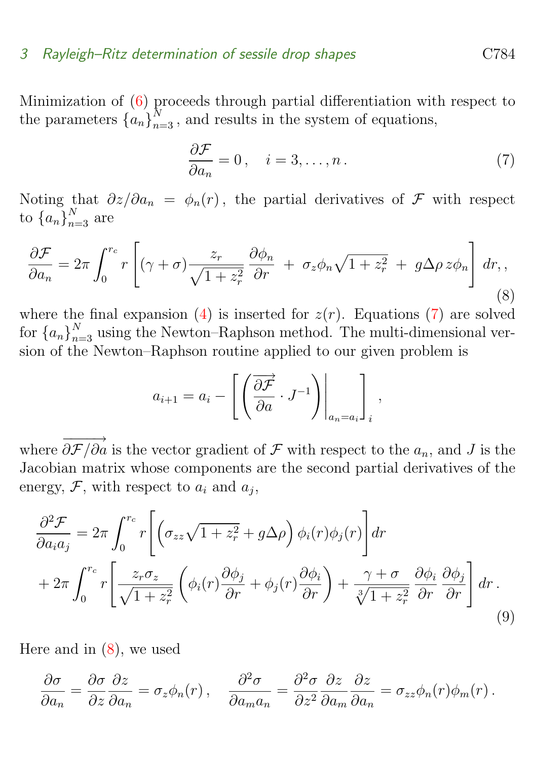Minimization of (6) proceeds through partial differentiation with respect to the parameters $\{a_n\}_{n=3}^{N}$, and results in the system of equations,

$$\frac{\partial \mathcal{F}}{\partial a_n} = 0\,, \quad i = 3, \ldots, n\,. \tag{7}$$

Noting that $\partial z/\partial a_n = \phi_n(r)$, the partial derivatives of $\mathcal{F}$ with respect to $\{a_n\}_{n=3}^{N}$ are

$$\frac{\partial \mathcal{F}}{\partial a_n} = 2\pi \int_0^{r_c} r \left[ (\gamma + \sigma) \frac{z_r}{\sqrt{1+z_r^2}} \frac{\partial \phi_n}{\partial r} \;+\; \sigma_z \phi_n \sqrt{1+z_r^2} \;+\; g\Delta\rho\, z\phi_n \right] dr, , \tag{8}$$

where the final expansion (4) is inserted for $z(r)$. Equations (7) are solved for $\{a_n\}_{n=3}^{N}$ using the Newton–Raphson method. The multi-dimensional version of the Newton–Raphson routine applied to our given problem is

$$a_{i+1} = a_i - \left[ \left( \overrightarrow{\frac{\partial \mathcal{F}}{\partial a}} \cdot J^{-1} \right) \Bigg|_{a_n = a_i} \right]_i ,$$

where $\overrightarrow{\partial \mathcal{F}/\partial a}$ is the vector gradient of $\mathcal{F}$ with respect to the $a_n$, and $J$ is the Jacobian matrix whose components are the second partial derivatives of the energy, $\mathcal{F}$, with respect to $a_i$ and $a_j$,

$$\begin{aligned} \frac{\partial^2 \mathcal{F}}{\partial a_i a_j} &= 2\pi \int_0^{r_c} r \left[ \left( \sigma_{zz} \sqrt{1+z_r^2} + g\Delta\rho \right) \phi_i(r)\phi_j(r) \right] dr \\ &+ 2\pi \int_0^{r_c} r \left[ \frac{z_r \sigma_z}{\sqrt{1+z_r^2}} \left( \phi_i(r) \frac{\partial \phi_j}{\partial r} + \phi_j(r) \frac{\partial \phi_i}{\partial r} \right) + \frac{\gamma + \sigma}{\sqrt[3]{1+z_r^2}} \frac{\partial \phi_i}{\partial r} \frac{\partial \phi_j}{\partial r} \right] dr\,. \end{aligned} \tag{9}$$

Here and in (8), we used

$$\frac{\partial \sigma}{\partial a_n} = \frac{\partial \sigma}{\partial z} \frac{\partial z}{\partial a_n} = \sigma_z \phi_n(r)\,, \quad \frac{\partial^2 \sigma}{\partial a_m a_n} = \frac{\partial^2 \sigma}{\partial z^2} \frac{\partial z}{\partial a_m} \frac{\partial z}{\partial a_n} = \sigma_{zz} \phi_n(r) \phi_m(r)\,.$$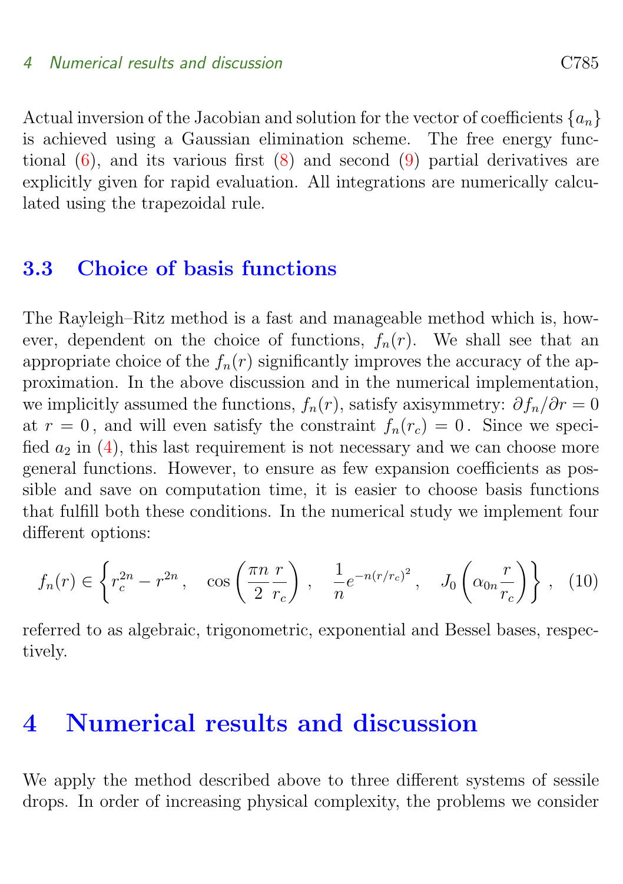Actual inversion of the Jacobian and solution for the vector of coefficients $\{a_n\}$ is achieved using a Gaussian elimination scheme. The free energy functional (6), and its various first (8) and second (9) partial derivatives are explicitly given for rapid evaluation. All integrations are numerically calculated using the trapezoidal rule.

### 3.3 Choice of basis functions

The Rayleigh–Ritz method is a fast and manageable method which is, however, dependent on the choice of functions, $f_n(r)$. We shall see that an appropriate choice of the $f_n(r)$ significantly improves the accuracy of the approximation. In the above discussion and in the numerical implementation, we implicitly assumed the functions, $f_n(r)$, satisfy axisymmetry: $\partial f_n/\partial r = 0$ at $r = 0$, and will even satisfy the constraint $f_n(r_c) = 0$. Since we specified $a_2$ in (4), this last requirement is not necessary and we can choose more general functions. However, to ensure as few expansion coefficients as possible and save on computation time, it is easier to choose basis functions that fulfill both these conditions. In the numerical study we implement four different options:

$$f_n(r) \in \left\{ r_c^{2n} - r^{2n} \,, \quad \cos\left(\frac{\pi n}{2}\frac{r}{r_c}\right) \,, \quad \frac{1}{n} e^{-n(r/r_c)^2} \,, \quad J_0\left(\alpha_{0n}\frac{r}{r_c}\right) \right\} \,, \quad (10)$$

referred to as algebraic, trigonometric, exponential and Bessel bases, respectively.

## 4 Numerical results and discussion

We apply the method described above to three different systems of sessile drops. In order of increasing physical complexity, the problems we consider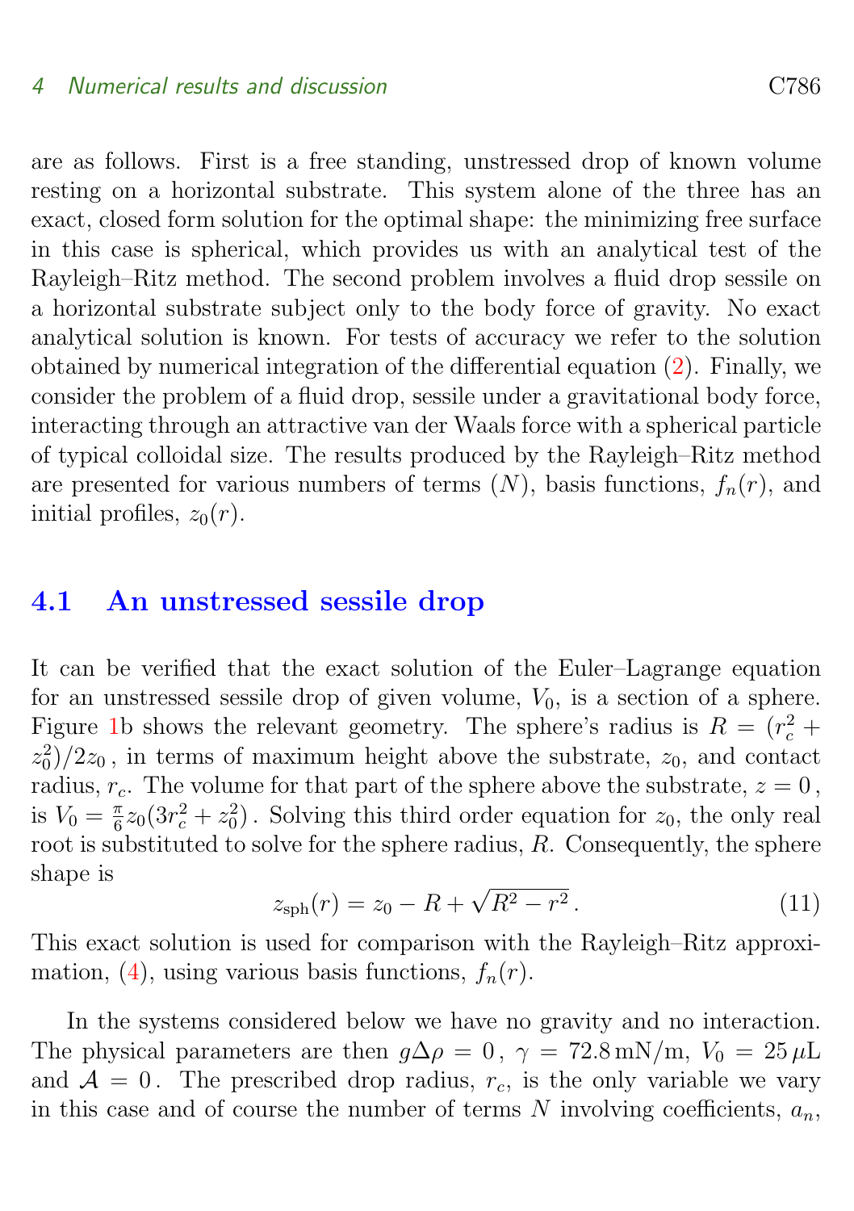are as follows. First is a free standing, unstressed drop of known volume resting on a horizontal substrate. This system alone of the three has an exact, closed form solution for the optimal shape: the minimizing free surface in this case is spherical, which provides us with an analytical test of the Rayleigh–Ritz method. The second problem involves a fluid drop sessile on a horizontal substrate subject only to the body force of gravity. No exact analytical solution is known. For tests of accuracy we refer to the solution obtained by numerical integration of the differential equation (2). Finally, we consider the problem of a fluid drop, sessile under a gravitational body force, interacting through an attractive van der Waals force with a spherical particle of typical colloidal size. The results produced by the Rayleigh–Ritz method are presented for various numbers of terms ($N$), basis functions, $f_n(r)$, and initial profiles, $z_0(r)$.

## 4.1 An unstressed sessile drop

It can be verified that the exact solution of the Euler–Lagrange equation for an unstressed sessile drop of given volume, $V_0$, is a section of a sphere. Figure 1b shows the relevant geometry. The sphere's radius is $R = (r_c^2 + z_0^2)/2z_0$, in terms of maximum height above the substrate, $z_0$, and contact radius, $r_c$. The volume for that part of the sphere above the substrate, $z = 0$, is $V_0 = \frac{\pi}{6} z_0 (3r_c^2 + z_0^2)$. Solving this third order equation for $z_0$, the only real root is substituted to solve for the sphere radius, $R$. Consequently, the sphere shape is

$$z_{\text{sph}}(r) = z_0 - R + \sqrt{R^2 - r^2}\,. \tag{11}$$

This exact solution is used for comparison with the Rayleigh–Ritz approximation, (4), using various basis functions, $f_n(r)$.

In the systems considered below we have no gravity and no interaction. The physical parameters are then $g\Delta\rho = 0$, $\gamma = 72.8\,\text{mN/m}$, $V_0 = 25\,\mu\text{L}$ and $\mathcal{A} = 0$. The prescribed drop radius, $r_c$, is the only variable we vary in this case and of course the number of terms $N$ involving coefficients, $a_n$,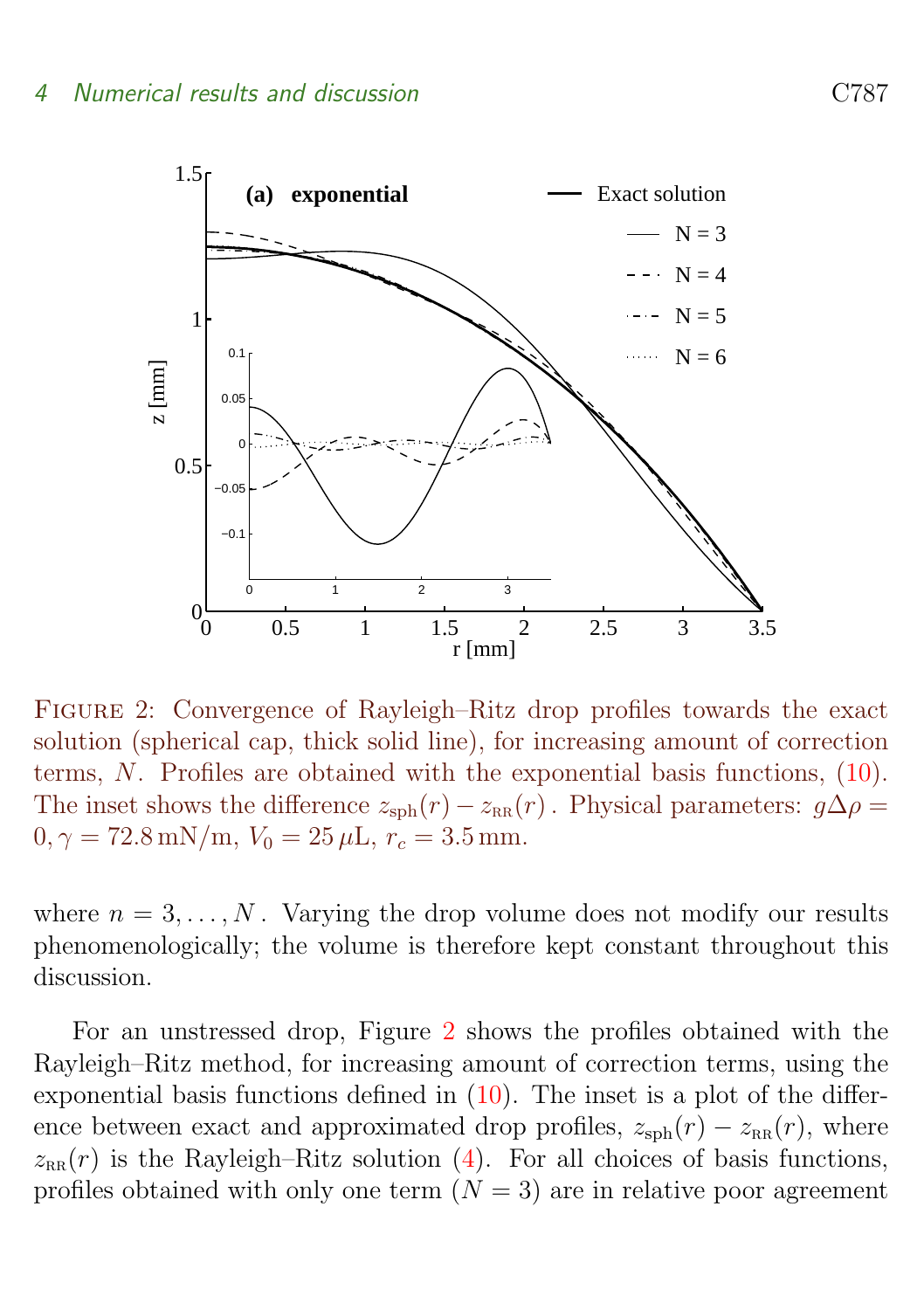FIGURE 2: Convergence of Rayleigh–Ritz drop profiles towards the exact solution (spherical cap, thick solid line), for increasing amount of correction terms, $N$. Profiles are obtained with the exponential basis functions, (10). The inset shows the difference $z_{\text{sph}}(r) - z_{\text{RR}}(r)$ . Physical parameters: $g\Delta\rho = 0, \gamma = 72.8\,\text{mN/m}$, $V_0 = 25\,\mu\text{L}$, $r_c = 3.5\,\text{mm}$.

where $n = 3, \ldots, N$ . Varying the drop volume does not modify our results phenomenologically; the volume is therefore kept constant throughout this discussion.

For an unstressed drop, Figure 2 shows the profiles obtained with the Rayleigh–Ritz method, for increasing amount of correction terms, using the exponential basis functions defined in (10). The inset is a plot of the difference between exact and approximated drop profiles, $z_{\text{sph}}(r) - z_{\text{RR}}(r)$, where $z_{\text{RR}}(r)$ is the Rayleigh–Ritz solution (4). For all choices of basis functions, profiles obtained with only one term ($N = 3$) are in relative poor agreement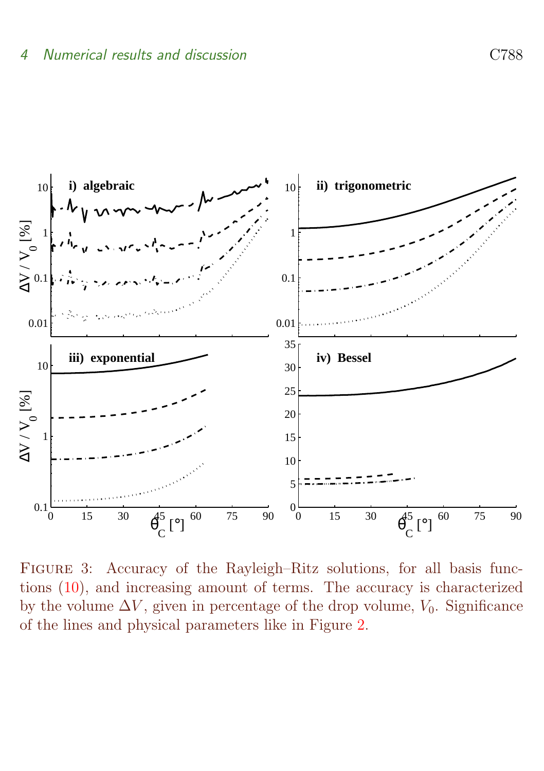Figure 3: Accuracy of the Rayleigh–Ritz solutions, for all basis functions (10), and increasing amount of terms. The accuracy is characterized by the volume $\Delta V$, given in percentage of the drop volume, $V_0$. Significance of the lines and physical parameters like in Figure 2.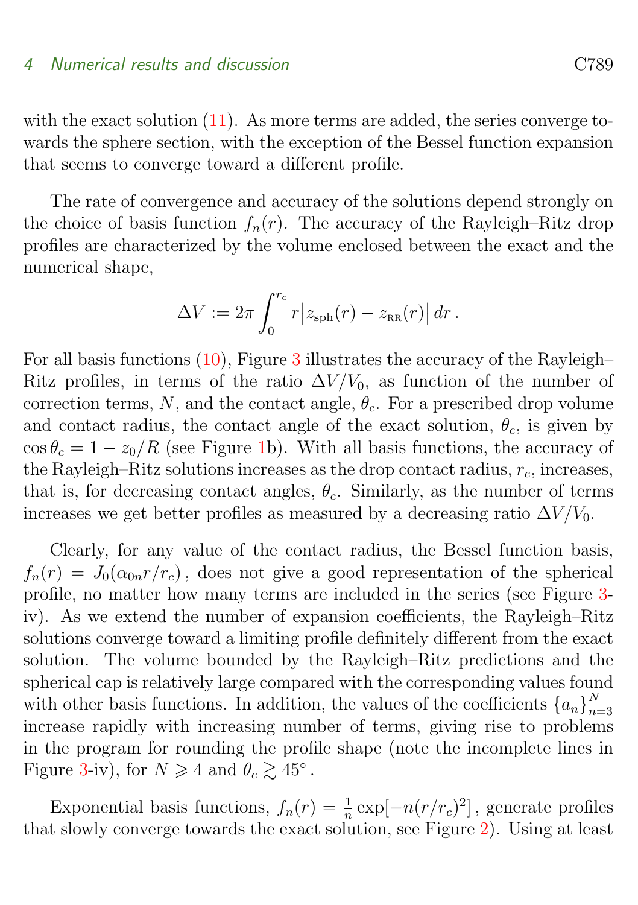with the exact solution (11). As more terms are added, the series converge towards the sphere section, with the exception of the Bessel function expansion that seems to converge toward a different profile.

The rate of convergence and accuracy of the solutions depend strongly on the choice of basis function $f_n(r)$. The accuracy of the Rayleigh–Ritz drop profiles are characterized by the volume enclosed between the exact and the numerical shape,

$$\Delta V := 2\pi \int_0^{r_c} r \big| z_{\text{sph}}(r) - z_{\text{RR}}(r) \big| \, dr \, .$$

For all basis functions (10), Figure 3 illustrates the accuracy of the Rayleigh–Ritz profiles, in terms of the ratio $\Delta V / V_0$, as function of the number of correction terms, $N$, and the contact angle, $\theta_c$. For a prescribed drop volume and contact radius, the contact angle of the exact solution, $\theta_c$, is given by $\cos\theta_c = 1 - z_0/R$ (see Figure 1b). With all basis functions, the accuracy of the Rayleigh–Ritz solutions increases as the drop contact radius, $r_c$, increases, that is, for decreasing contact angles, $\theta_c$. Similarly, as the number of terms increases we get better profiles as measured by a decreasing ratio $\Delta V / V_0$.

Clearly, for any value of the contact radius, the Bessel function basis, $f_n(r) = J_0(\alpha_{0n} r / r_c)$, does not give a good representation of the spherical profile, no matter how many terms are included in the series (see Figure 3-iv). As we extend the number of expansion coefficients, the Rayleigh–Ritz solutions converge toward a limiting profile definitely different from the exact solution. The volume bounded by the Rayleigh–Ritz predictions and the spherical cap is relatively large compared with the corresponding values found with other basis functions. In addition, the values of the coefficients $\{a_n\}_{n=3}^N$ increase rapidly with increasing number of terms, giving rise to problems in the program for rounding the profile shape (note the incomplete lines in Figure 3-iv), for $N \geqslant 4$ and $\theta_c \gtrsim 45^\circ$.

Exponential basis functions, $f_n(r) = \frac{1}{n} \exp[-n(r/r_c)^2]$, generate profiles that slowly converge towards the exact solution, see Figure 2). Using at least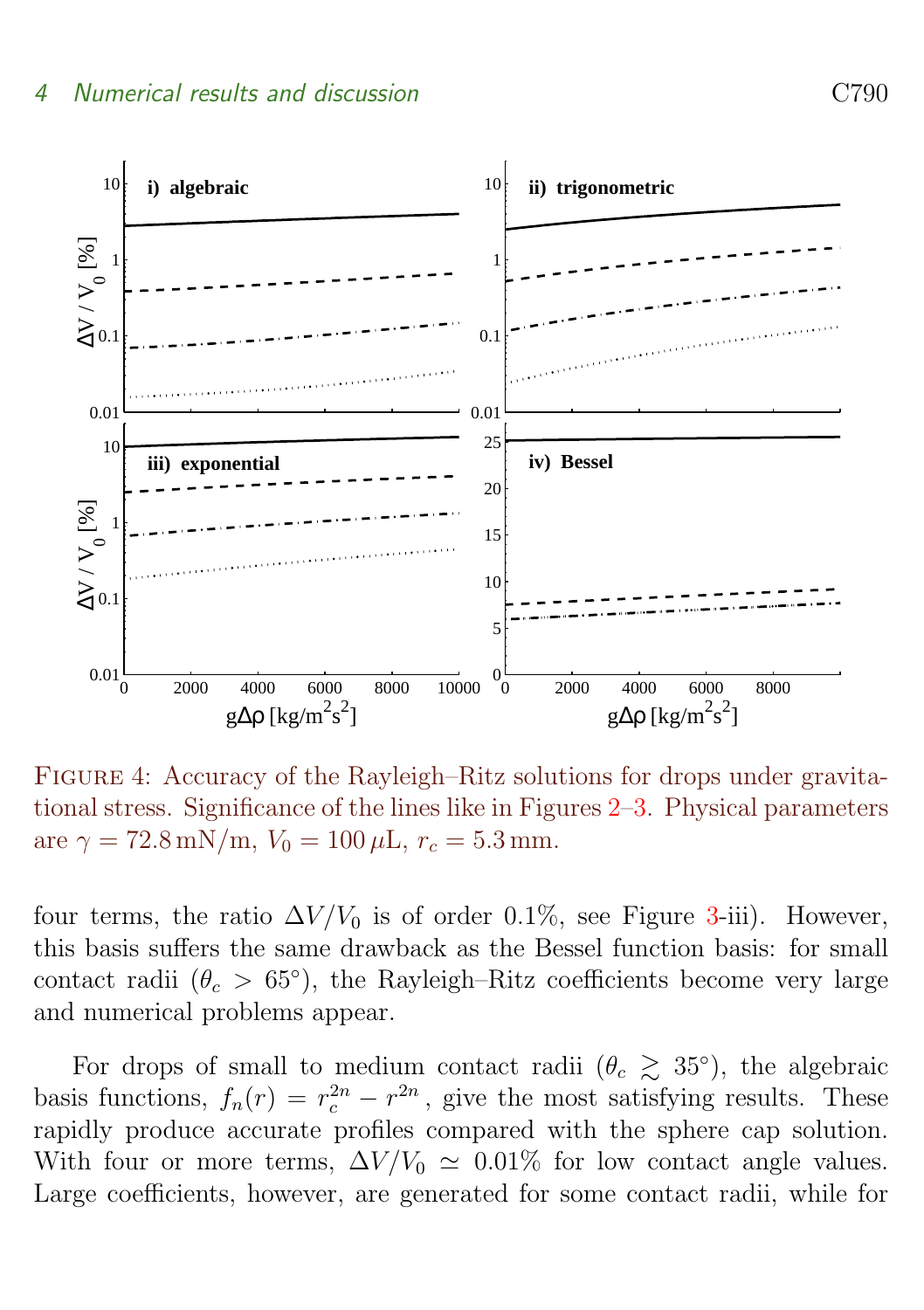Figure 4: Accuracy of the Rayleigh–Ritz solutions for drops under gravitational stress. Significance of the lines like in Figures 2–3. Physical parameters are $\gamma = 72.8\,\mathrm{mN/m}$, $V_0 = 100\,\mu\mathrm{L}$, $r_c = 5.3\,\mathrm{mm}$.

four terms, the ratio $\Delta V/V_0$ is of order 0.1%, see Figure 3-iii). However, this basis suffers the same drawback as the Bessel function basis: for small contact radii ($\theta_c > 65^\circ$), the Rayleigh–Ritz coefficients become very large and numerical problems appear.

For drops of small to medium contact radii ($\theta_c \gtrsim 35^\circ$), the algebraic basis functions, $f_n(r) = r_c^{2n} - r^{2n}$, give the most satisfying results. These rapidly produce accurate profiles compared with the sphere cap solution. With four or more terms, $\Delta V/V_0 \simeq 0.01\%$ for low contact angle values. Large coefficients, however, are generated for some contact radii, while for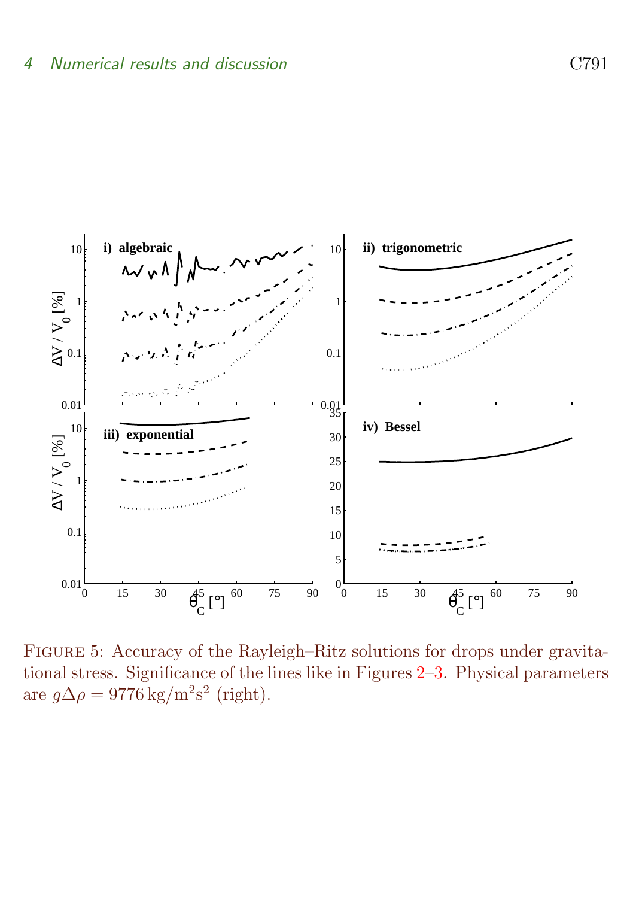FIGURE 5: Accuracy of the Rayleigh–Ritz solutions for drops under gravitational stress. Significance of the lines like in Figures 2–3. Physical parameters are $g\Delta\rho = 9776\,\mathrm{kg/m^2s^2}$ (right).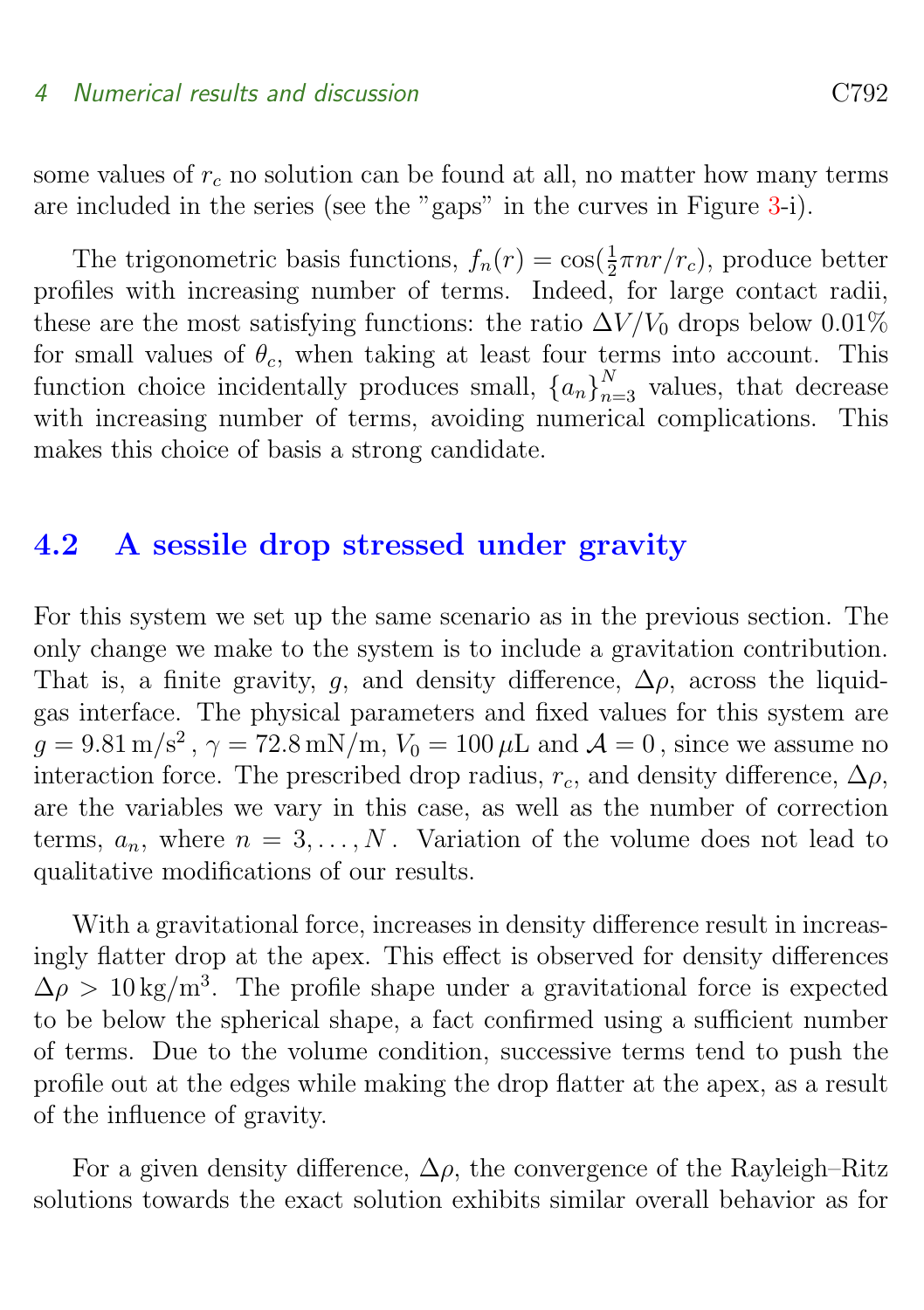some values of $r_c$ no solution can be found at all, no matter how many terms are included in the series (see the "gaps" in the curves in Figure 3-i).

The trigonometric basis functions, $f_n(r) = \cos(\frac{1}{2}\pi n r/r_c)$, produce better profiles with increasing number of terms. Indeed, for large contact radii, these are the most satisfying functions: the ratio $\Delta V/V_0$ drops below 0.01% for small values of $\theta_c$, when taking at least four terms into account. This function choice incidentally produces small, $\{a_n\}_{n=3}^{N}$ values, that decrease with increasing number of terms, avoiding numerical complications. This makes this choice of basis a strong candidate.

## 4.2 A sessile drop stressed under gravity

For this system we set up the same scenario as in the previous section. The only change we make to the system is to include a gravitation contribution. That is, a finite gravity, $g$, and density difference, $\Delta\rho$, across the liquid-gas interface. The physical parameters and fixed values for this system are $g = 9.81\,\mathrm{m/s^2}$, $\gamma = 72.8\,\mathrm{mN/m}$, $V_0 = 100\,\mu\mathrm{L}$ and $\mathcal{A} = 0$, since we assume no interaction force. The prescribed drop radius, $r_c$, and density difference, $\Delta\rho$, are the variables we vary in this case, as well as the number of correction terms, $a_n$, where $n = 3, \ldots, N$. Variation of the volume does not lead to qualitative modifications of our results.

With a gravitational force, increases in density difference result in increasingly flatter drop at the apex. This effect is observed for density differences $\Delta\rho > 10\,\mathrm{kg/m^3}$. The profile shape under a gravitational force is expected to be below the spherical shape, a fact confirmed using a sufficient number of terms. Due to the volume condition, successive terms tend to push the profile out at the edges while making the drop flatter at the apex, as a result of the influence of gravity.

For a given density difference, $\Delta\rho$, the convergence of the Rayleigh–Ritz solutions towards the exact solution exhibits similar overall behavior as for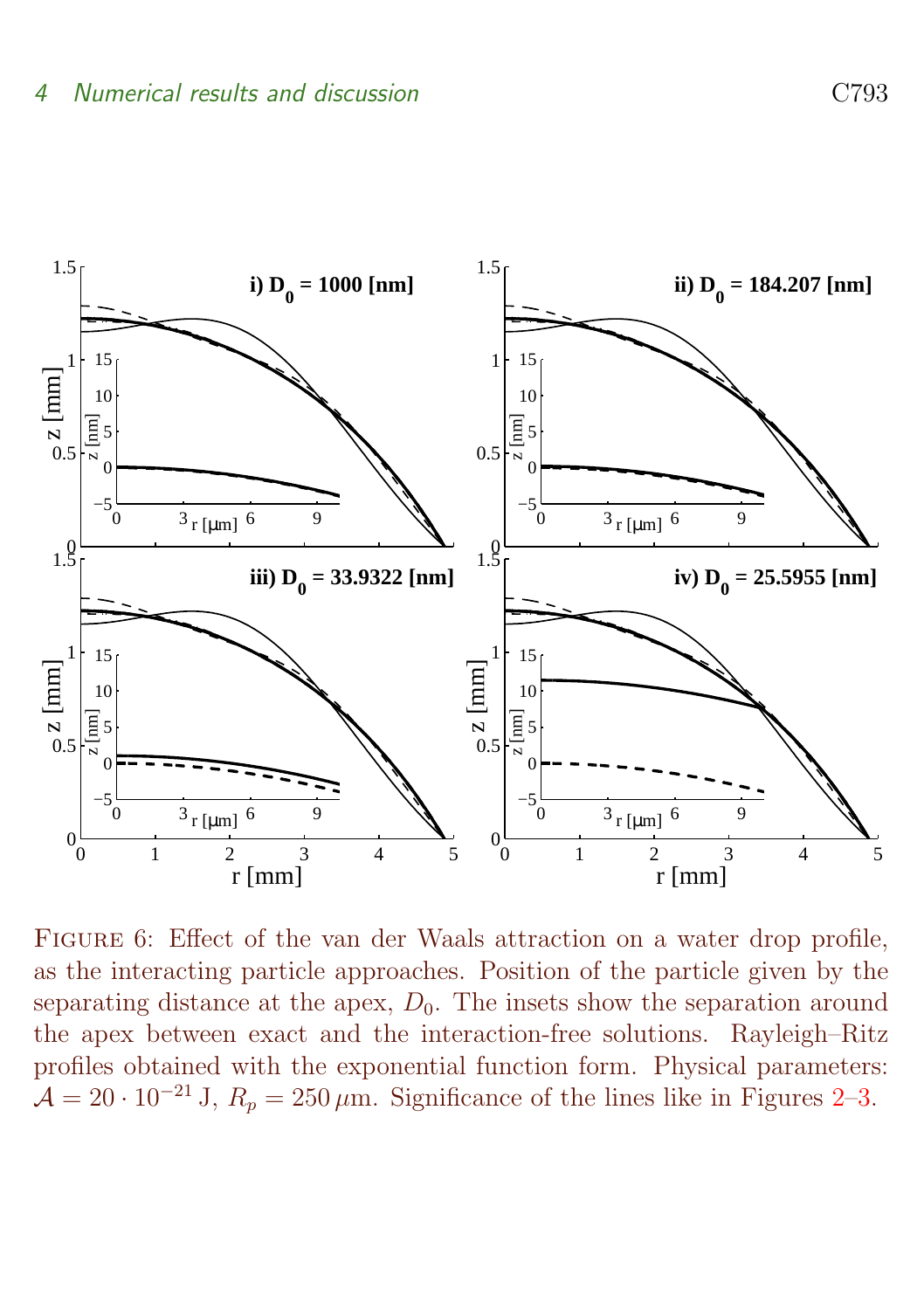FIGURE 6: Effect of the van der Waals attraction on a water drop profile, as the interacting particle approaches. Position of the particle given by the separating distance at the apex, $D_0$. The insets show the separation around the apex between exact and the interaction-free solutions. Rayleigh–Ritz profiles obtained with the exponential function form. Physical parameters: $\mathcal{A} = 20 \cdot 10^{-21}\,\mathrm{J}$, $R_p = 250\,\mu\mathrm{m}$. Significance of the lines like in Figures 2–3.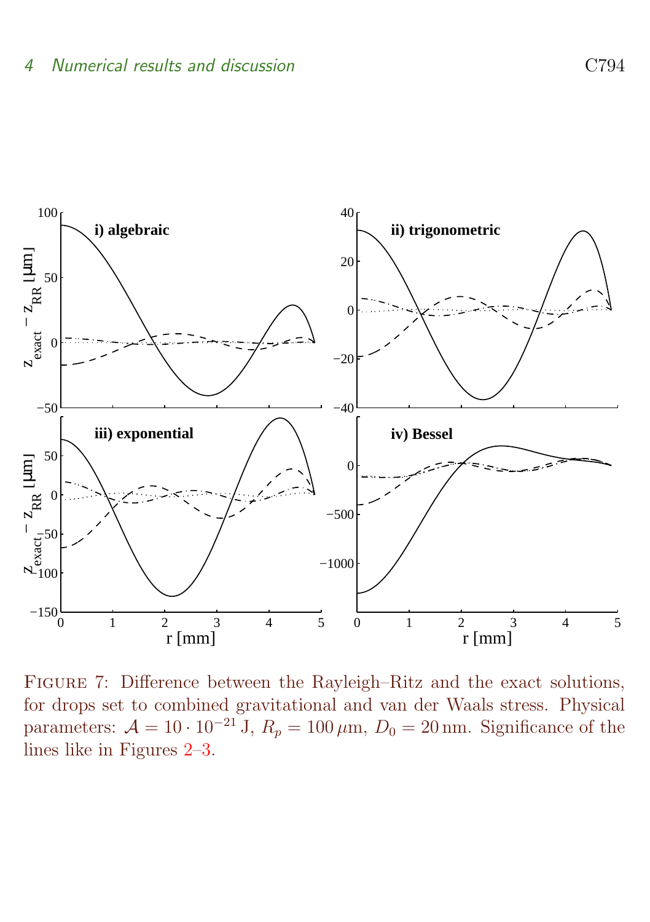Figure 7: Difference between the Rayleigh–Ritz and the exact solutions, for drops set to combined gravitational and van der Waals stress. Physical parameters: $\mathcal{A} = 10 \cdot 10^{-21}$ J, $R_p = 100\,\mu$m, $D_0 = 20\,$nm. Significance of the lines like in Figures 2–3.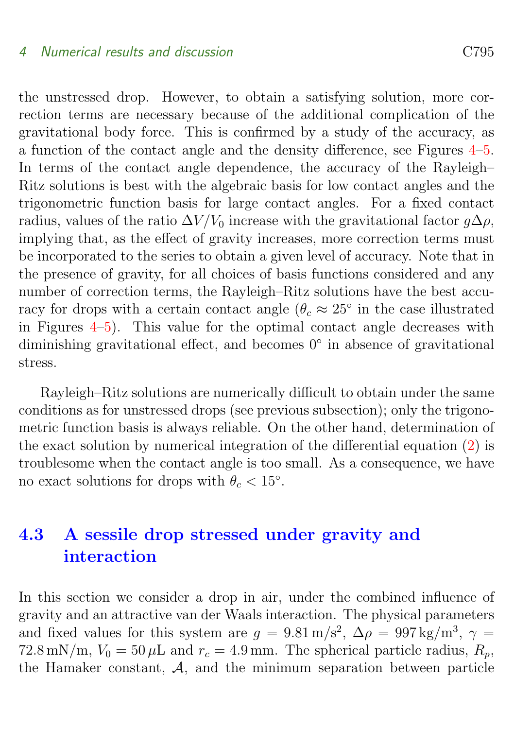the unstressed drop. However, to obtain a satisfying solution, more correction terms are necessary because of the additional complication of the gravitational body force. This is confirmed by a study of the accuracy, as a function of the contact angle and the density difference, see Figures 4–5. In terms of the contact angle dependence, the accuracy of the Rayleigh–Ritz solutions is best with the algebraic basis for low contact angles and the trigonometric function basis for large contact angles. For a fixed contact radius, values of the ratio $\Delta V/V_0$ increase with the gravitational factor $g\Delta\rho$, implying that, as the effect of gravity increases, more correction terms must be incorporated to the series to obtain a given level of accuracy. Note that in the presence of gravity, for all choices of basis functions considered and any number of correction terms, the Rayleigh–Ritz solutions have the best accuracy for drops with a certain contact angle ($\theta_c \approx 25^\circ$ in the case illustrated in Figures 4–5). This value for the optimal contact angle decreases with diminishing gravitational effect, and becomes $0^\circ$ in absence of gravitational stress.

Rayleigh–Ritz solutions are numerically difficult to obtain under the same conditions as for unstressed drops (see previous subsection); only the trigonometric function basis is always reliable. On the other hand, determination of the exact solution by numerical integration of the differential equation (2) is troublesome when the contact angle is too small. As a consequence, we have no exact solutions for drops with $\theta_c < 15^\circ$.

## 4.3 A sessile drop stressed under gravity and interaction

In this section we consider a drop in air, under the combined influence of gravity and an attractive van der Waals interaction. The physical parameters and fixed values for this system are $g = 9.81\,\mathrm{m/s^2}$, $\Delta\rho = 997\,\mathrm{kg/m^3}$, $\gamma = 72.8\,\mathrm{mN/m}$, $V_0 = 50\,\mu\mathrm{L}$ and $r_c = 4.9\,\mathrm{mm}$. The spherical particle radius, $R_p$, the Hamaker constant, $\mathcal{A}$, and the minimum separation between particle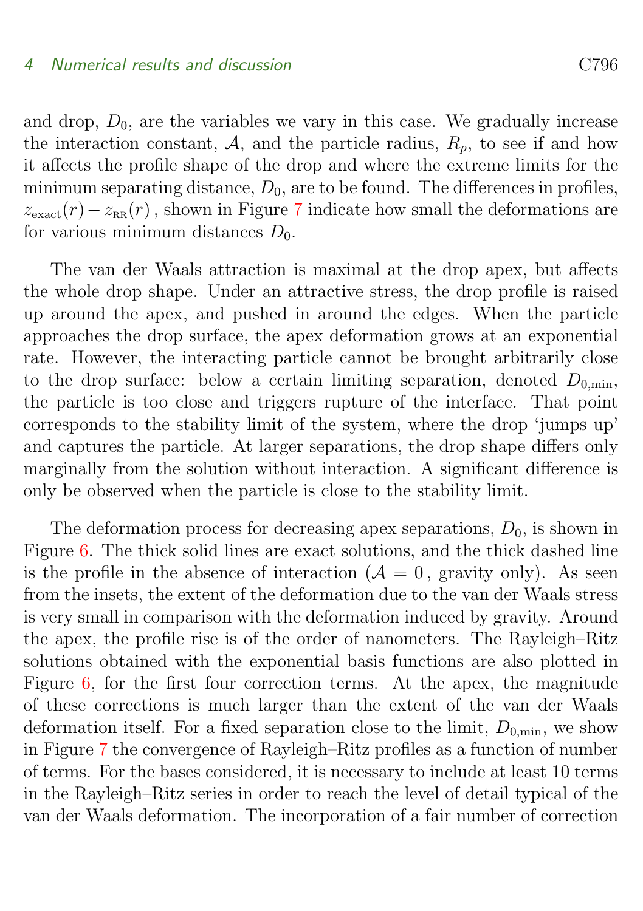and drop, $D_0$, are the variables we vary in this case. We gradually increase the interaction constant, $\mathcal{A}$, and the particle radius, $R_p$, to see if and how it affects the profile shape of the drop and where the extreme limits for the minimum separating distance, $D_0$, are to be found. The differences in profiles, $z_{\text{exact}}(r) - z_{\text{RR}}(r)$, shown in Figure 7 indicate how small the deformations are for various minimum distances $D_0$.

The van der Waals attraction is maximal at the drop apex, but affects the whole drop shape. Under an attractive stress, the drop profile is raised up around the apex, and pushed in around the edges. When the particle approaches the drop surface, the apex deformation grows at an exponential rate. However, the interacting particle cannot be brought arbitrarily close to the drop surface: below a certain limiting separation, denoted $D_{0,\text{min}}$, the particle is too close and triggers rupture of the interface. That point corresponds to the stability limit of the system, where the drop 'jumps up' and captures the particle. At larger separations, the drop shape differs only marginally from the solution without interaction. A significant difference is only be observed when the particle is close to the stability limit.

The deformation process for decreasing apex separations, $D_0$, is shown in Figure 6. The thick solid lines are exact solutions, and the thick dashed line is the profile in the absence of interaction ($\mathcal{A} = 0$, gravity only). As seen from the insets, the extent of the deformation due to the van der Waals stress is very small in comparison with the deformation induced by gravity. Around the apex, the profile rise is of the order of nanometers. The Rayleigh–Ritz solutions obtained with the exponential basis functions are also plotted in Figure 6, for the first four correction terms. At the apex, the magnitude of these corrections is much larger than the extent of the van der Waals deformation itself. For a fixed separation close to the limit, $D_{0,\text{min}}$, we show in Figure 7 the convergence of Rayleigh–Ritz profiles as a function of number of terms. For the bases considered, it is necessary to include at least 10 terms in the Rayleigh–Ritz series in order to reach the level of detail typical of the van der Waals deformation. The incorporation of a fair number of correction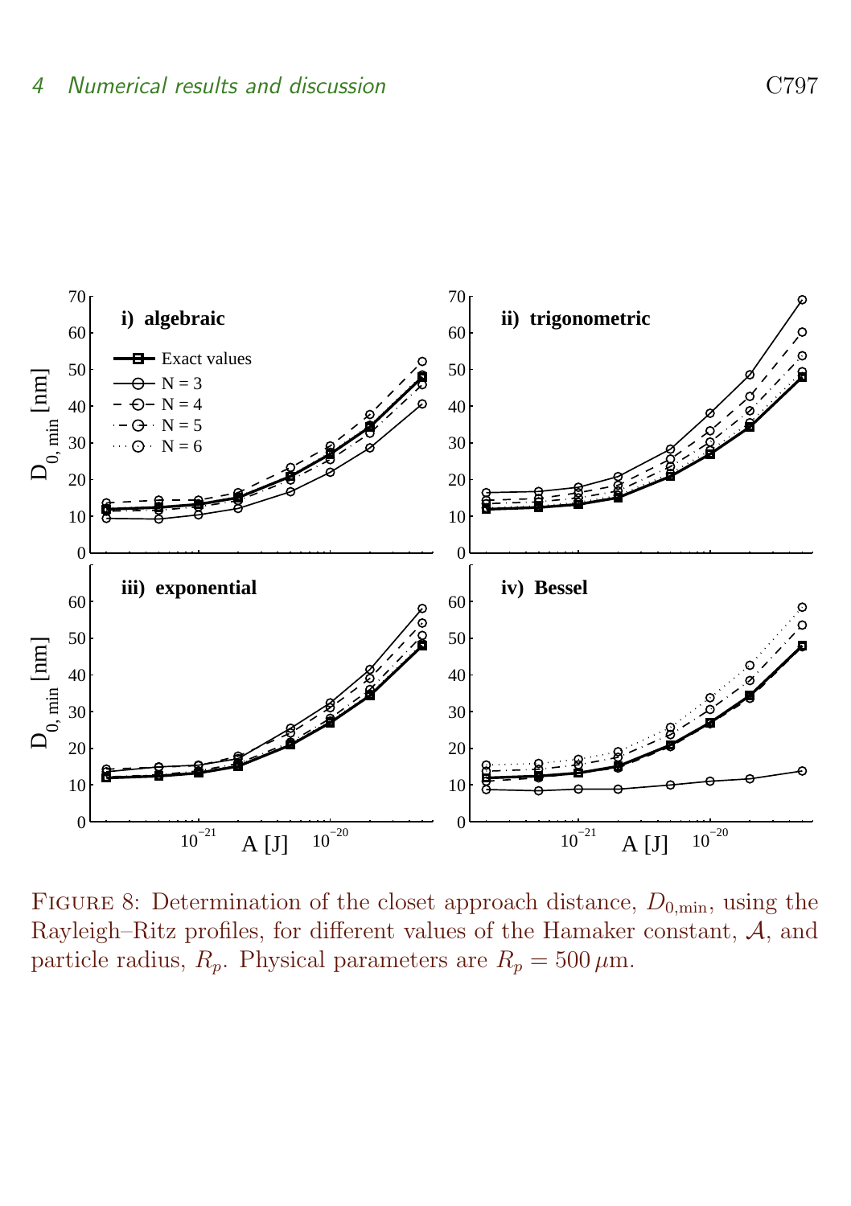FIGURE 8: Determination of the closet approach distance, $D_{0,\min}$, using the Rayleigh–Ritz profiles, for different values of the Hamaker constant, $\mathcal{A}$, and particle radius, $R_p$. Physical parameters are $R_p = 500\,\mu$m.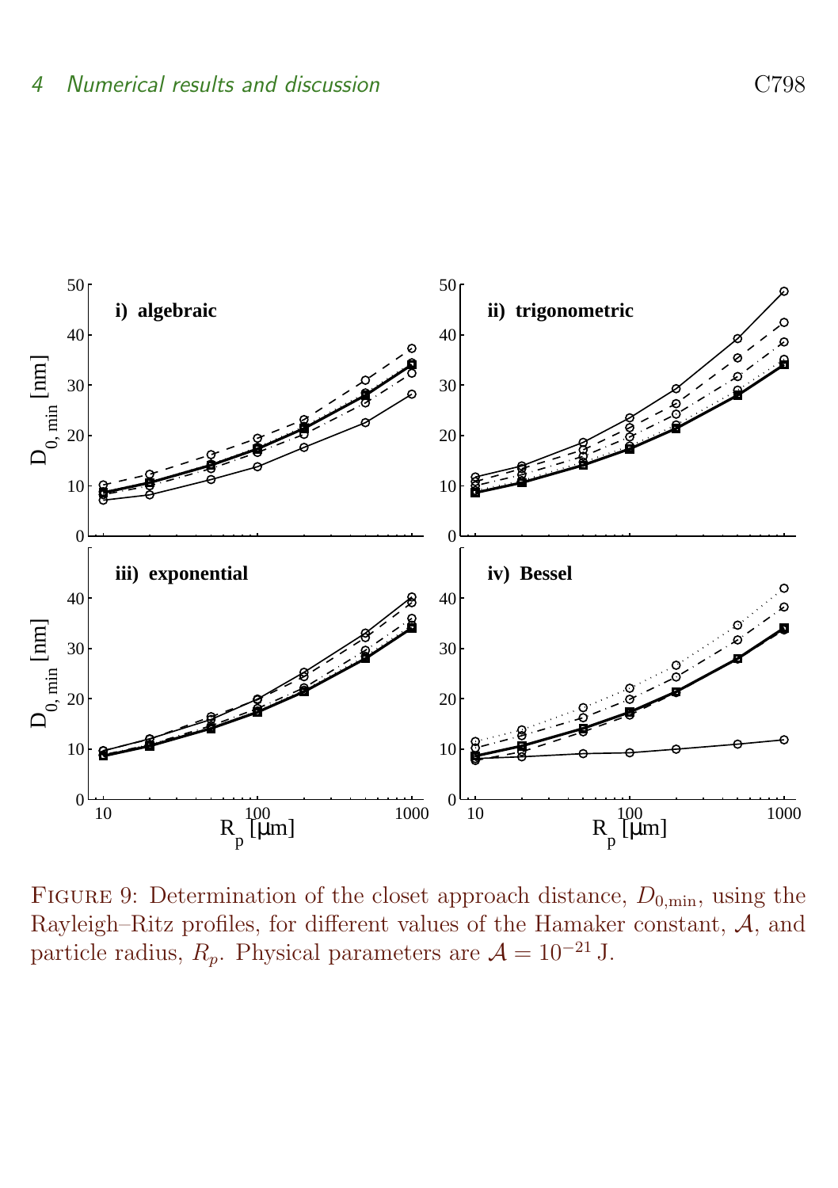FIGURE 9: Determination of the closet approach distance, $D_{0,\min}$, using the Rayleigh–Ritz profiles, for different values of the Hamaker constant, $\mathcal{A}$, and particle radius, $R_p$. Physical parameters are $\mathcal{A} = 10^{-21}$ J.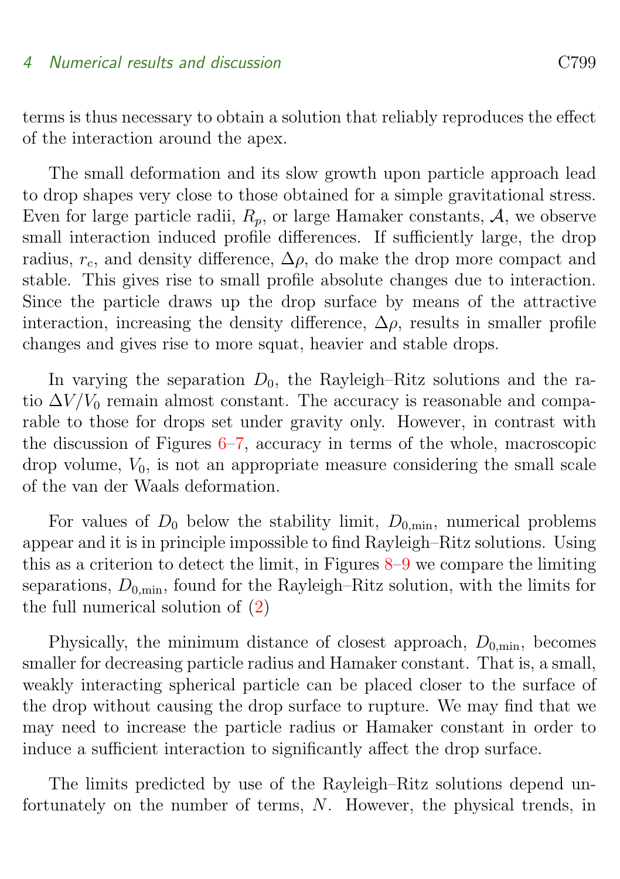terms is thus necessary to obtain a solution that reliably reproduces the effect of the interaction around the apex.

The small deformation and its slow growth upon particle approach lead to drop shapes very close to those obtained for a simple gravitational stress. Even for large particle radii, $R_p$, or large Hamaker constants, $\mathcal{A}$, we observe small interaction induced profile differences. If sufficiently large, the drop radius, $r_c$, and density difference, $\Delta\rho$, do make the drop more compact and stable. This gives rise to small profile absolute changes due to interaction. Since the particle draws up the drop surface by means of the attractive interaction, increasing the density difference, $\Delta\rho$, results in smaller profile changes and gives rise to more squat, heavier and stable drops.

In varying the separation $D_0$, the Rayleigh–Ritz solutions and the ratio $\Delta V/V_0$ remain almost constant. The accuracy is reasonable and comparable to those for drops set under gravity only. However, in contrast with the discussion of Figures 6–7, accuracy in terms of the whole, macroscopic drop volume, $V_0$, is not an appropriate measure considering the small scale of the van der Waals deformation.

For values of $D_0$ below the stability limit, $D_{0,\min}$, numerical problems appear and it is in principle impossible to find Rayleigh–Ritz solutions. Using this as a criterion to detect the limit, in Figures 8–9 we compare the limiting separations, $D_{0,\min}$, found for the Rayleigh–Ritz solution, with the limits for the full numerical solution of (2)

Physically, the minimum distance of closest approach, $D_{0,\min}$, becomes smaller for decreasing particle radius and Hamaker constant. That is, a small, weakly interacting spherical particle can be placed closer to the surface of the drop without causing the drop surface to rupture. We may find that we may need to increase the particle radius or Hamaker constant in order to induce a sufficient interaction to significantly affect the drop surface.

The limits predicted by use of the Rayleigh–Ritz solutions depend unfortunately on the number of terms, $N$. However, the physical trends, in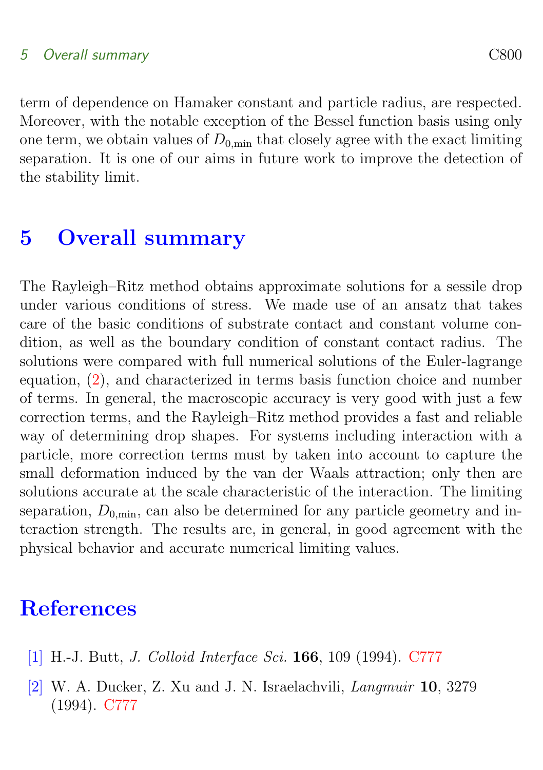term of dependence on Hamaker constant and particle radius, are respected. Moreover, with the notable exception of the Bessel function basis using only one term, we obtain values of $D_{0,\min}$ that closely agree with the exact limiting separation. It is one of our aims in future work to improve the detection of the stability limit.

# 5 Overall summary

The Rayleigh–Ritz method obtains approximate solutions for a sessile drop under various conditions of stress. We made use of an ansatz that takes care of the basic conditions of substrate contact and constant volume condition, as well as the boundary condition of constant contact radius. The solutions were compared with full numerical solutions of the Euler-lagrange equation, (2), and characterized in terms basis function choice and number of terms. In general, the macroscopic accuracy is very good with just a few correction terms, and the Rayleigh–Ritz method provides a fast and reliable way of determining drop shapes. For systems including interaction with a particle, more correction terms must by taken into account to capture the small deformation induced by the van der Waals attraction; only then are solutions accurate at the scale characteristic of the interaction. The limiting separation, $D_{0,\min}$, can also be determined for any particle geometry and interaction strength. The results are, in general, in good agreement with the physical behavior and accurate numerical limiting values.

# References

[1] H.-J. Butt, *J. Colloid Interface Sci.* **166**, 109 (1994). C777

[2] W. A. Ducker, Z. Xu and J. N. Israelachvili, *Langmuir* **10**, 3279 (1994). C777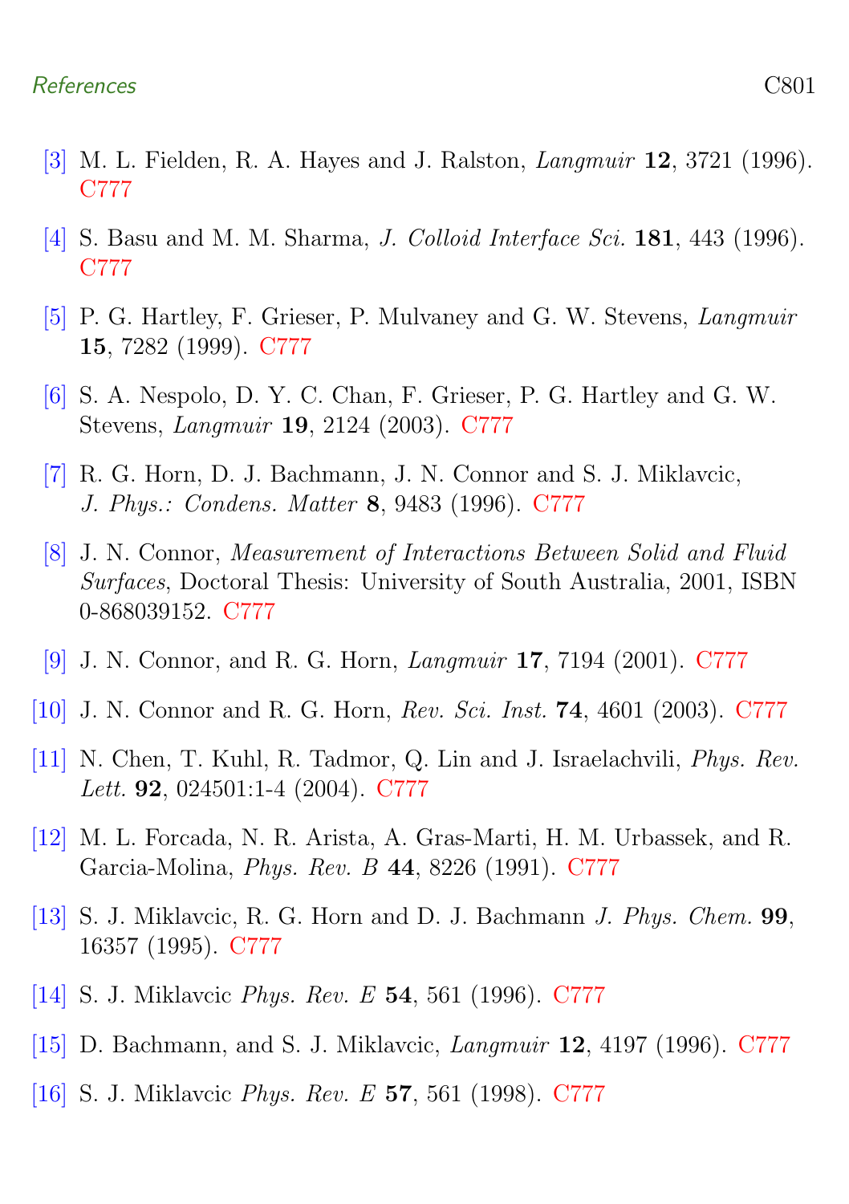[3] M. L. Fielden, R. A. Hayes and J. Ralston, *Langmuir* **12**, 3721 (1996). C777

[4] S. Basu and M. M. Sharma, *J. Colloid Interface Sci.* **181**, 443 (1996). C777

[5] P. G. Hartley, F. Grieser, P. Mulvaney and G. W. Stevens, *Langmuir* **15**, 7282 (1999). C777

[6] S. A. Nespolo, D. Y. C. Chan, F. Grieser, P. G. Hartley and G. W. Stevens, *Langmuir* **19**, 2124 (2003). C777

[7] R. G. Horn, D. J. Bachmann, J. N. Connor and S. J. Miklavcic, *J. Phys.: Condens. Matter* **8**, 9483 (1996). C777

[8] J. N. Connor, *Measurement of Interactions Between Solid and Fluid Surfaces*, Doctoral Thesis: University of South Australia, 2001, ISBN 0-868039152. C777

[9] J. N. Connor, and R. G. Horn, *Langmuir* **17**, 7194 (2001). C777

[10] J. N. Connor and R. G. Horn, *Rev. Sci. Inst.* **74**, 4601 (2003). C777

[11] N. Chen, T. Kuhl, R. Tadmor, Q. Lin and J. Israelachvili, *Phys. Rev. Lett.* **92**, 024501:1-4 (2004). C777

[12] M. L. Forcada, N. R. Arista, A. Gras-Marti, H. M. Urbassek, and R. Garcia-Molina, *Phys. Rev. B* **44**, 8226 (1991). C777

[13] S. J. Miklavcic, R. G. Horn and D. J. Bachmann *J. Phys. Chem.* **99**, 16357 (1995). C777

[14] S. J. Miklavcic *Phys. Rev. E* **54**, 561 (1996). C777

[15] D. Bachmann, and S. J. Miklavcic, *Langmuir* **12**, 4197 (1996). C777

[16] S. J. Miklavcic *Phys. Rev. E* **57**, 561 (1998). C777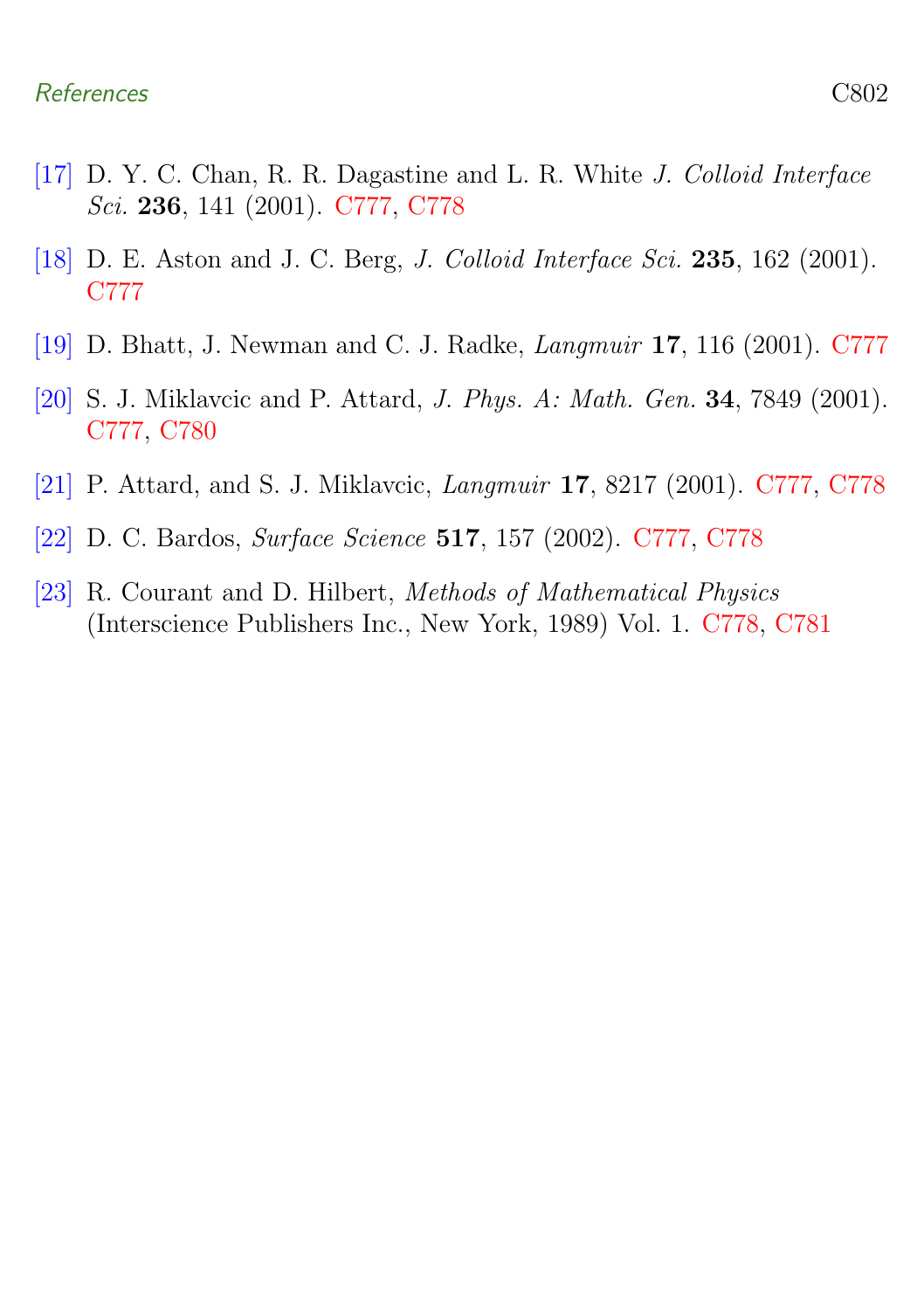[17] D. Y. C. Chan, R. R. Dagastine and L. R. White *J. Colloid Interface Sci.* **236**, 141 (2001). C777, C778

[18] D. E. Aston and J. C. Berg, *J. Colloid Interface Sci.* **235**, 162 (2001). C777

[19] D. Bhatt, J. Newman and C. J. Radke, *Langmuir* **17**, 116 (2001). C777

[20] S. J. Miklavcic and P. Attard, *J. Phys. A: Math. Gen.* **34**, 7849 (2001). C777, C780

[21] P. Attard, and S. J. Miklavcic, *Langmuir* **17**, 8217 (2001). C777, C778

[22] D. C. Bardos, *Surface Science* **517**, 157 (2002). C777, C778

[23] R. Courant and D. Hilbert, *Methods of Mathematical Physics* (Interscience Publishers Inc., New York, 1989) Vol. 1. C778, C781